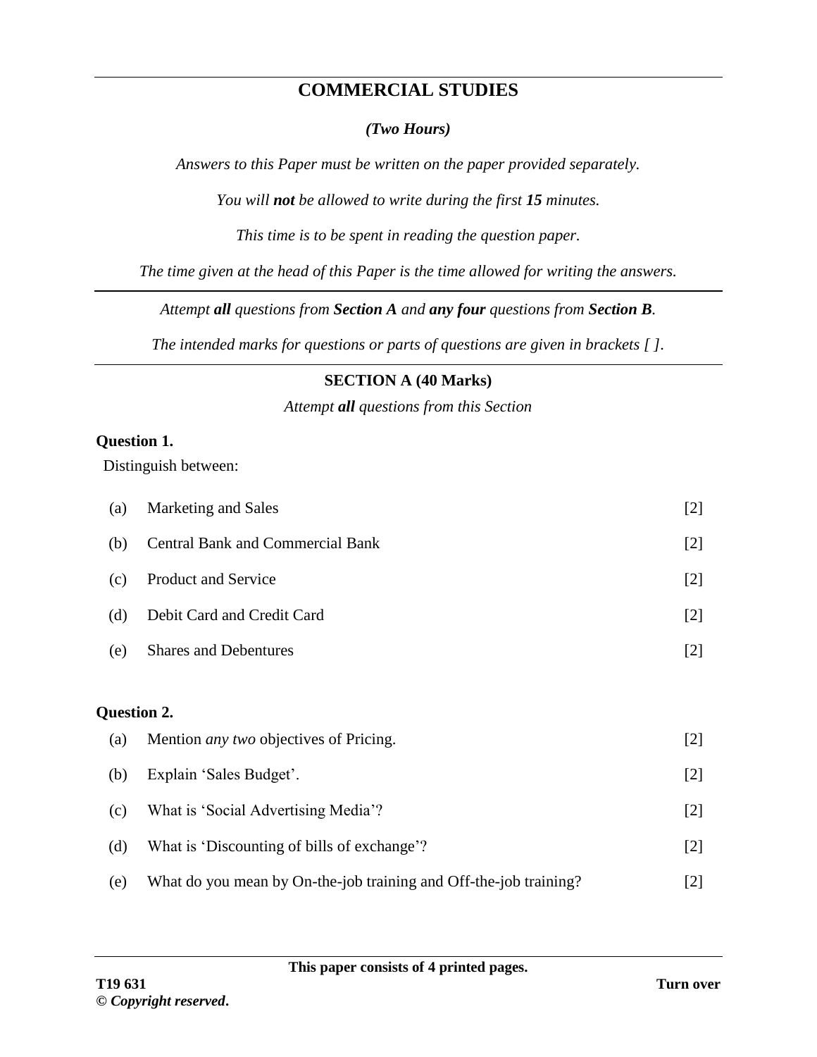# COMMERCIAL STUDIES

***(Two Hours)***

*Answers to this Paper must be written on the paper provided separately.*

*You will **not** be allowed to write during the first **15** minutes.*

*This time is to be spent in reading the question paper.*

*The time given at the head of this Paper is the time allowed for writing the answers.*

---

*Attempt **all** questions from **Section A** and **any four** questions from **Section B**.*

*The intended marks for questions or parts of questions are given in brackets [ ].*

---

## SECTION A (40 Marks)

*Attempt **all** questions from this Section*

**Question 1.**

Distinguish between:

(a) Marketing and Sales [2]

(b) Central Bank and Commercial Bank [2]

(c) Product and Service [2]

(d) Debit Card and Credit Card [2]

(e) Shares and Debentures [2]

**Question 2.**

(a) Mention *any two* objectives of Pricing. [2]

(b) Explain 'Sales Budget'. [2]

(c) What is 'Social Advertising Media'? [2]

(d) What is 'Discounting of bills of exchange'? [2]

(e) What do you mean by On-the-job training and Off-the-job training? [2]

**This paper consists of 4 printed pages.**

**T19 631** **Turn over**

***© Copyright reserved.***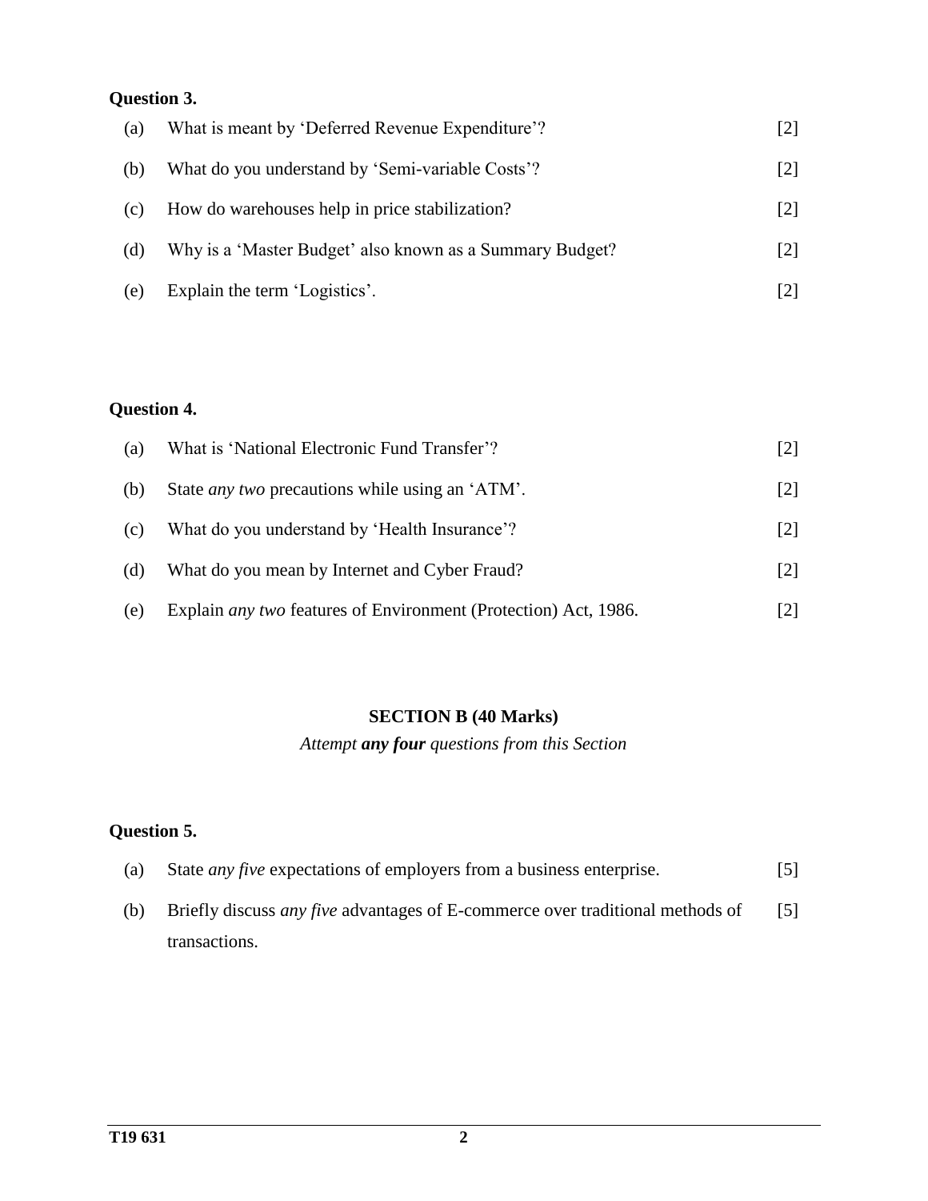**Question 3.**

(a) What is meant by 'Deferred Revenue Expenditure'? [2]

(b) What do you understand by 'Semi-variable Costs'? [2]

(c) How do warehouses help in price stabilization? [2]

(d) Why is a 'Master Budget' also known as a Summary Budget? [2]

(e) Explain the term 'Logistics'. [2]

**Question 4.**

(a) What is 'National Electronic Fund Transfer'? [2]

(b) State *any two* precautions while using an 'ATM'. [2]

(c) What do you understand by 'Health Insurance'? [2]

(d) What do you mean by Internet and Cyber Fraud? [2]

(e) Explain *any two* features of Environment (Protection) Act, 1986. [2]

## SECTION B (40 Marks)

*Attempt **any four** questions from this Section*

**Question 5.**

(a) State *any five* expectations of employers from a business enterprise. [5]

(b) Briefly discuss *any five* advantages of E-commerce over traditional methods of transactions. [5]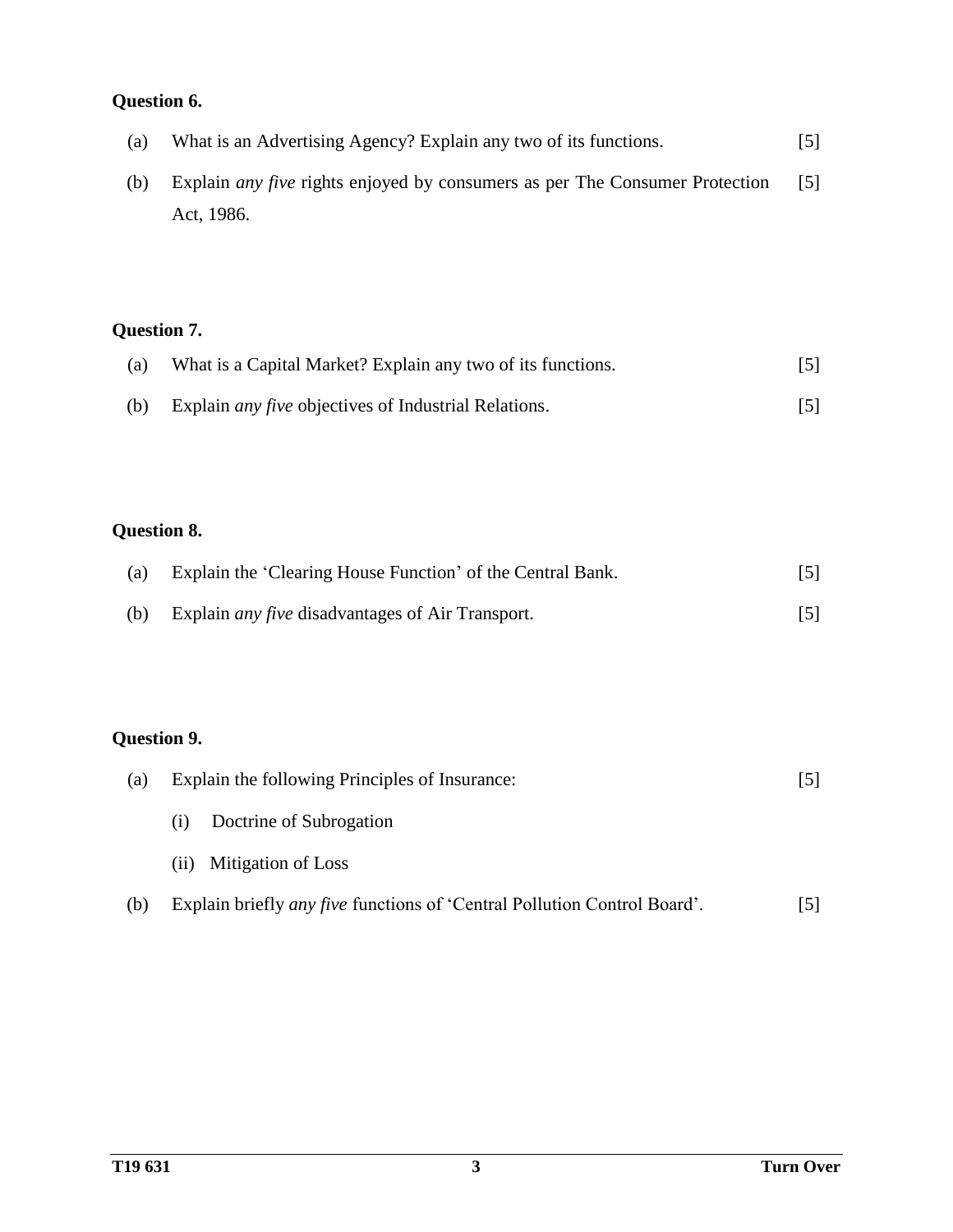**Question 6.**

(a) What is an Advertising Agency? Explain any two of its functions. [5]

(b) Explain *any five* rights enjoyed by consumers as per The Consumer Protection Act, 1986. [5]

**Question 7.**

(a) What is a Capital Market? Explain any two of its functions. [5]

(b) Explain *any five* objectives of Industrial Relations. [5]

**Question 8.**

(a) Explain the 'Clearing House Function' of the Central Bank. [5]

(b) Explain *any five* disadvantages of Air Transport. [5]

**Question 9.**

(a) Explain the following Principles of Insurance: [5]

(i) Doctrine of Subrogation

(ii) Mitigation of Loss

(b) Explain briefly *any five* functions of 'Central Pollution Control Board'. [5]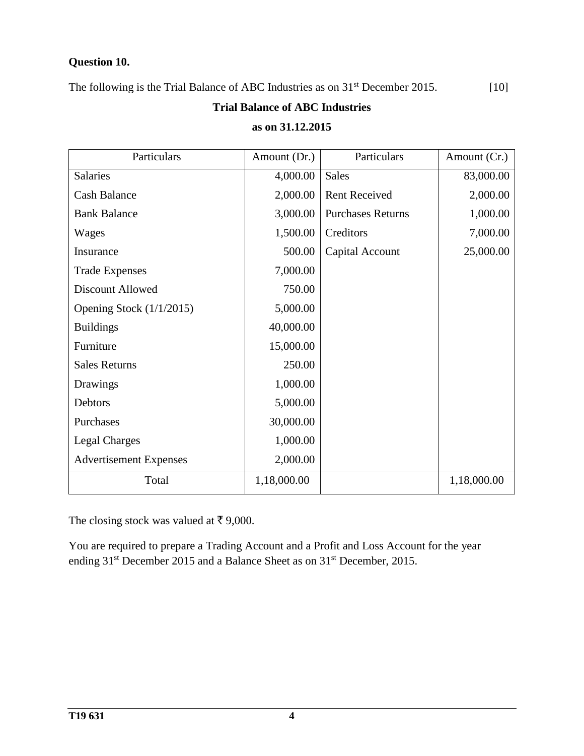**Question 10.**

The following is the Trial Balance of ABC Industries as on 31st December 2015. [10]

**Trial Balance of ABC Industries**

**as on 31.12.2015**

| Particulars | Amount (Dr.) | Particulars | Amount (Cr.) |
|---|---|---|---|
| Salaries | 4,000.00 | Sales | 83,000.00 |
| Cash Balance | 2,000.00 | Rent Received | 2,000.00 |
| Bank Balance | 3,000.00 | Purchases Returns | 1,000.00 |
| Wages | 1,500.00 | Creditors | 7,000.00 |
| Insurance | 500.00 | Capital Account | 25,000.00 |
| Trade Expenses | 7,000.00 | | |
| Discount Allowed | 750.00 | | |
| Opening Stock (1/1/2015) | 5,000.00 | | |
| Buildings | 40,000.00 | | |
| Furniture | 15,000.00 | | |
| Sales Returns | 250.00 | | |
| Drawings | 1,000.00 | | |
| Debtors | 5,000.00 | | |
| Purchases | 30,000.00 | | |
| Legal Charges | 1,000.00 | | |
| Advertisement Expenses | 2,000.00 | | |
| Total | 1,18,000.00 | | 1,18,000.00 |

The closing stock was valued at ₹ 9,000.

You are required to prepare a Trading Account and a Profit and Loss Account for the year ending 31st December 2015 and a Balance Sheet as on 31st December, 2015.